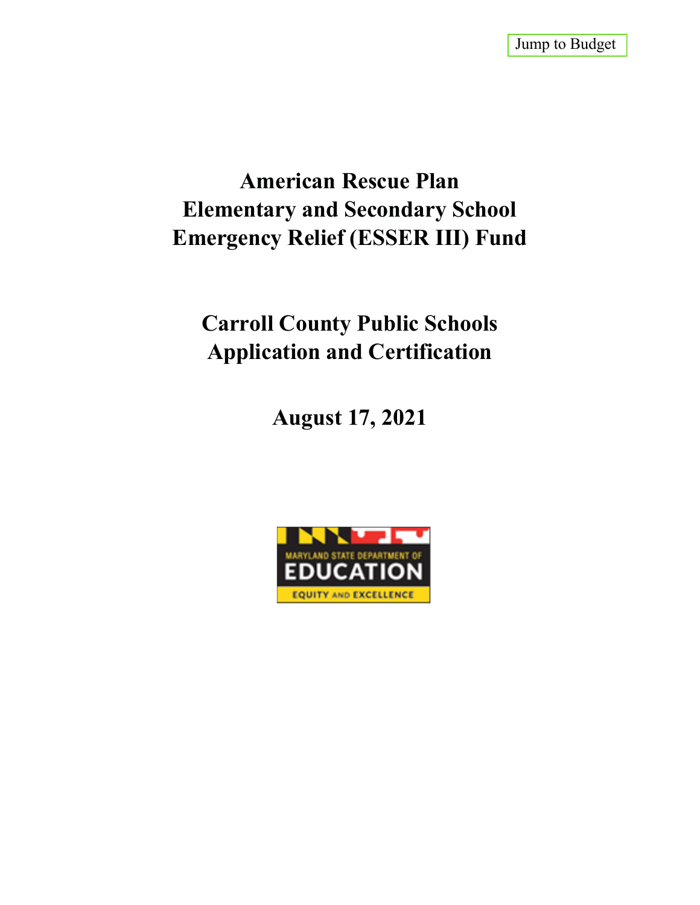Jump to Budget

# American Rescue Plan Elementary and Secondary School Emergency Relief (ESSER III) Fund

# Carroll County Public Schools Application and Certification

## August 17, 2021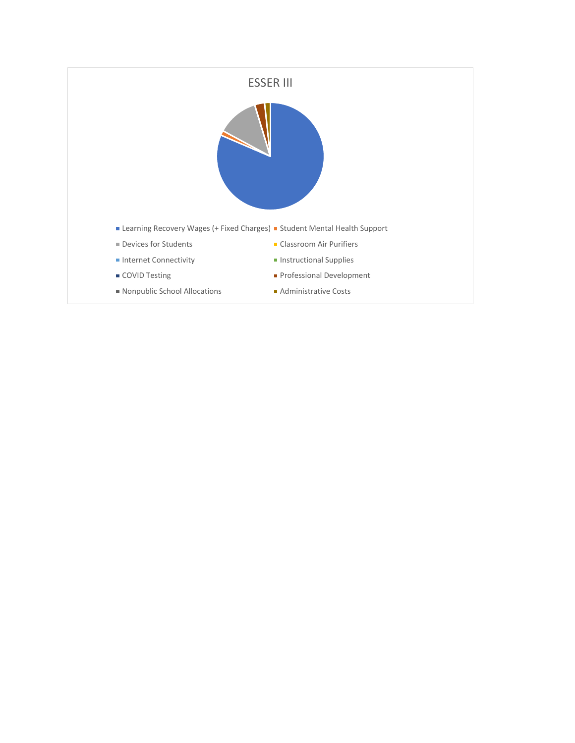ESSER III

- Learning Recovery Wages (+ Fixed Charges)
- Student Mental Health Support
- Devices for Students
- Classroom Air Purifiers
- Internet Connectivity
- Instructional Supplies
- COVID Testing
- Professional Development
- Nonpublic School Allocations
- Administrative Costs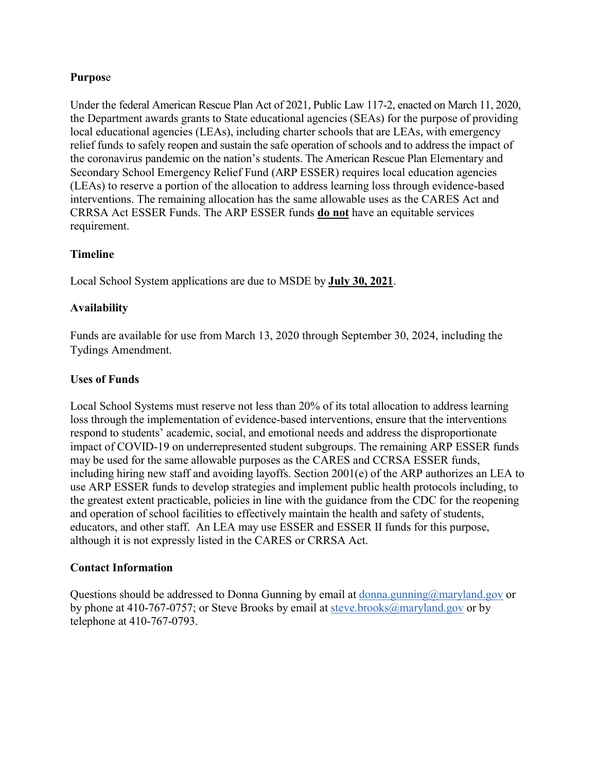**Purpose**

Under the federal American Rescue Plan Act of 2021, Public Law 117-2, enacted on March 11, 2020, the Department awards grants to State educational agencies (SEAs) for the purpose of providing local educational agencies (LEAs), including charter schools that are LEAs, with emergency relief funds to safely reopen and sustain the safe operation of schools and to address the impact of the coronavirus pandemic on the nation's students. The American Rescue Plan Elementary and Secondary School Emergency Relief Fund (ARP ESSER) requires local education agencies (LEAs) to reserve a portion of the allocation to address learning loss through evidence-based interventions. The remaining allocation has the same allowable uses as the CARES Act and CRRSA Act ESSER Funds. The ARP ESSER funds **do not** have an equitable services requirement.

**Timeline**

Local School System applications are due to MSDE by **July 30, 2021**.

**Availability**

Funds are available for use from March 13, 2020 through September 30, 2024, including the Tydings Amendment.

**Uses of Funds**

Local School Systems must reserve not less than 20% of its total allocation to address learning loss through the implementation of evidence-based interventions, ensure that the interventions respond to students' academic, social, and emotional needs and address the disproportionate impact of COVID-19 on underrepresented student subgroups. The remaining ARP ESSER funds may be used for the same allowable purposes as the CARES and CCRSA ESSER funds, including hiring new staff and avoiding layoffs. Section 2001(e) of the ARP authorizes an LEA to use ARP ESSER funds to develop strategies and implement public health protocols including, to the greatest extent practicable, policies in line with the guidance from the CDC for the reopening and operation of school facilities to effectively maintain the health and safety of students, educators, and other staff. An LEA may use ESSER and ESSER II funds for this purpose, although it is not expressly listed in the CARES or CRRSA Act.

**Contact Information**

Questions should be addressed to Donna Gunning by email at donna.gunning@maryland.gov or by phone at 410-767-0757; or Steve Brooks by email at steve.brooks@maryland.gov or by telephone at 410-767-0793.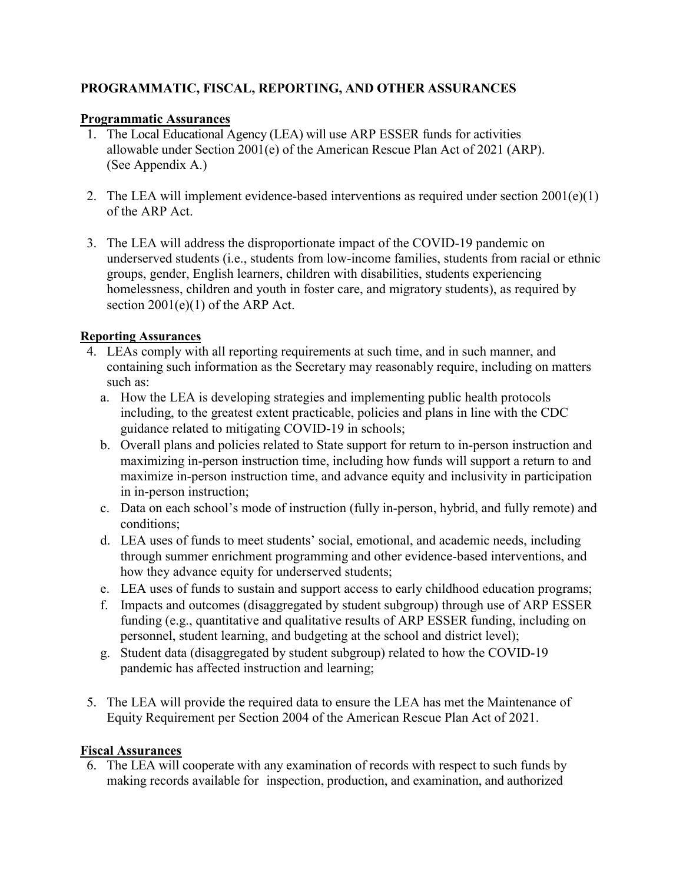## PROGRAMMATIC, FISCAL, REPORTING, AND OTHER ASSURANCES

### Programmatic Assurances

1. The Local Educational Agency (LEA) will use ARP ESSER funds for activities allowable under Section 2001(e) of the American Rescue Plan Act of 2021 (ARP). (See Appendix A.)

2. The LEA will implement evidence-based interventions as required under section 2001(e)(1) of the ARP Act.

3. The LEA will address the disproportionate impact of the COVID-19 pandemic on underserved students (i.e., students from low-income families, students from racial or ethnic groups, gender, English learners, children with disabilities, students experiencing homelessness, children and youth in foster care, and migratory students), as required by section 2001(e)(1) of the ARP Act.

### Reporting Assurances

4. LEAs comply with all reporting requirements at such time, and in such manner, and containing such information as the Secretary may reasonably require, including on matters such as:
   a. How the LEA is developing strategies and implementing public health protocols including, to the greatest extent practicable, policies and plans in line with the CDC guidance related to mitigating COVID-19 in schools;
   b. Overall plans and policies related to State support for return to in-person instruction and maximizing in-person instruction time, including how funds will support a return to and maximize in-person instruction time, and advance equity and inclusivity in participation in in-person instruction;
   c. Data on each school's mode of instruction (fully in-person, hybrid, and fully remote) and conditions;
   d. LEA uses of funds to meet students' social, emotional, and academic needs, including through summer enrichment programming and other evidence-based interventions, and how they advance equity for underserved students;
   e. LEA uses of funds to sustain and support access to early childhood education programs;
   f. Impacts and outcomes (disaggregated by student subgroup) through use of ARP ESSER funding (e.g., quantitative and qualitative results of ARP ESSER funding, including on personnel, student learning, and budgeting at the school and district level);
   g. Student data (disaggregated by student subgroup) related to how the COVID-19 pandemic has affected instruction and learning;

5. The LEA will provide the required data to ensure the LEA has met the Maintenance of Equity Requirement per Section 2004 of the American Rescue Plan Act of 2021.

### Fiscal Assurances

6. The LEA will cooperate with any examination of records with respect to such funds by making records available for inspection, production, and examination, and authorized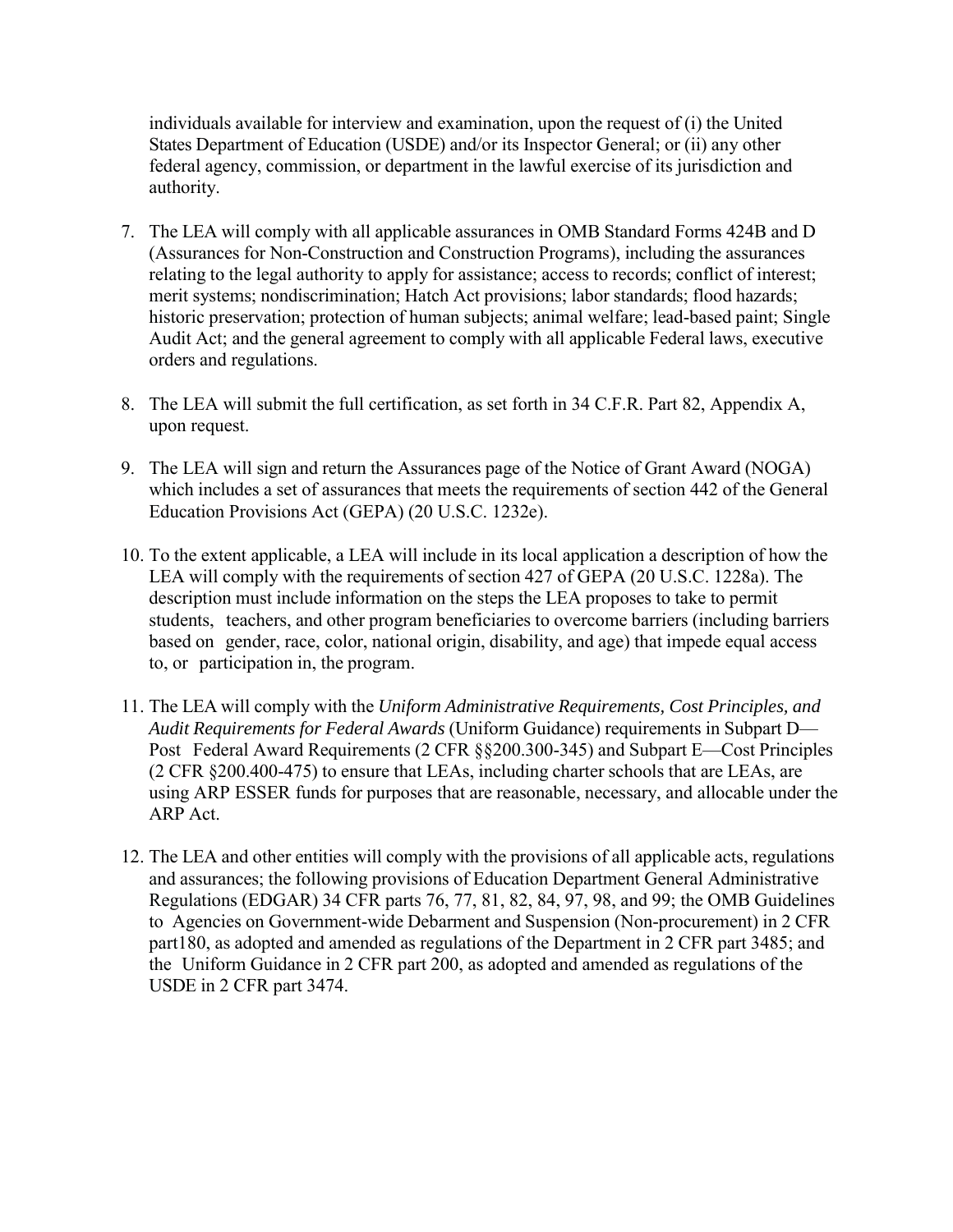individuals available for interview and examination, upon the request of (i) the United States Department of Education (USDE) and/or its Inspector General; or (ii) any other federal agency, commission, or department in the lawful exercise of its jurisdiction and authority.

7. The LEA will comply with all applicable assurances in OMB Standard Forms 424B and D (Assurances for Non-Construction and Construction Programs), including the assurances relating to the legal authority to apply for assistance; access to records; conflict of interest; merit systems; nondiscrimination; Hatch Act provisions; labor standards; flood hazards; historic preservation; protection of human subjects; animal welfare; lead-based paint; Single Audit Act; and the general agreement to comply with all applicable Federal laws, executive orders and regulations.

8. The LEA will submit the full certification, as set forth in 34 C.F.R. Part 82, Appendix A, upon request.

9. The LEA will sign and return the Assurances page of the Notice of Grant Award (NOGA) which includes a set of assurances that meets the requirements of section 442 of the General Education Provisions Act (GEPA) (20 U.S.C. 1232e).

10. To the extent applicable, a LEA will include in its local application a description of how the LEA will comply with the requirements of section 427 of GEPA (20 U.S.C. 1228a). The description must include information on the steps the LEA proposes to take to permit students, teachers, and other program beneficiaries to overcome barriers (including barriers based on gender, race, color, national origin, disability, and age) that impede equal access to, or participation in, the program.

11. The LEA will comply with the *Uniform Administrative Requirements, Cost Principles, and Audit Requirements for Federal Awards* (Uniform Guidance) requirements in Subpart D—Post Federal Award Requirements (2 CFR §§200.300-345) and Subpart E—Cost Principles (2 CFR §200.400-475) to ensure that LEAs, including charter schools that are LEAs, are using ARP ESSER funds for purposes that are reasonable, necessary, and allocable under the ARP Act.

12. The LEA and other entities will comply with the provisions of all applicable acts, regulations and assurances; the following provisions of Education Department General Administrative Regulations (EDGAR) 34 CFR parts 76, 77, 81, 82, 84, 97, 98, and 99; the OMB Guidelines to Agencies on Government-wide Debarment and Suspension (Non-procurement) in 2 CFR part180, as adopted and amended as regulations of the Department in 2 CFR part 3485; and the Uniform Guidance in 2 CFR part 200, as adopted and amended as regulations of the USDE in 2 CFR part 3474.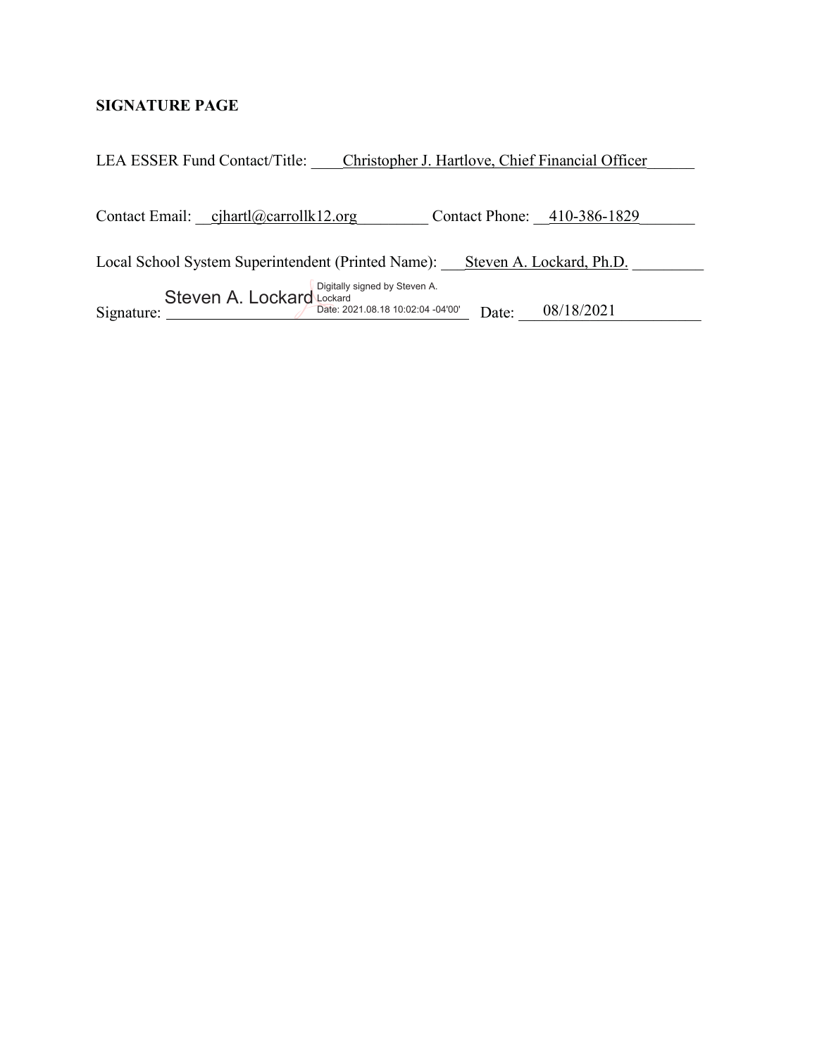**SIGNATURE PAGE**

LEA ESSER Fund Contact/Title: Christopher J. Hartlove, Chief Financial Officer

Contact Email: cjhartl@carrollk12.org Contact Phone: 410-386-1829

Local School System Superintendent (Printed Name): Steven A. Lockard, Ph.D.

Signature: Steven A. Lockard Digitally signed by Steven A. Lockard Date: 2021.08.18 10:02:04 -04'00' Date: 08/18/2021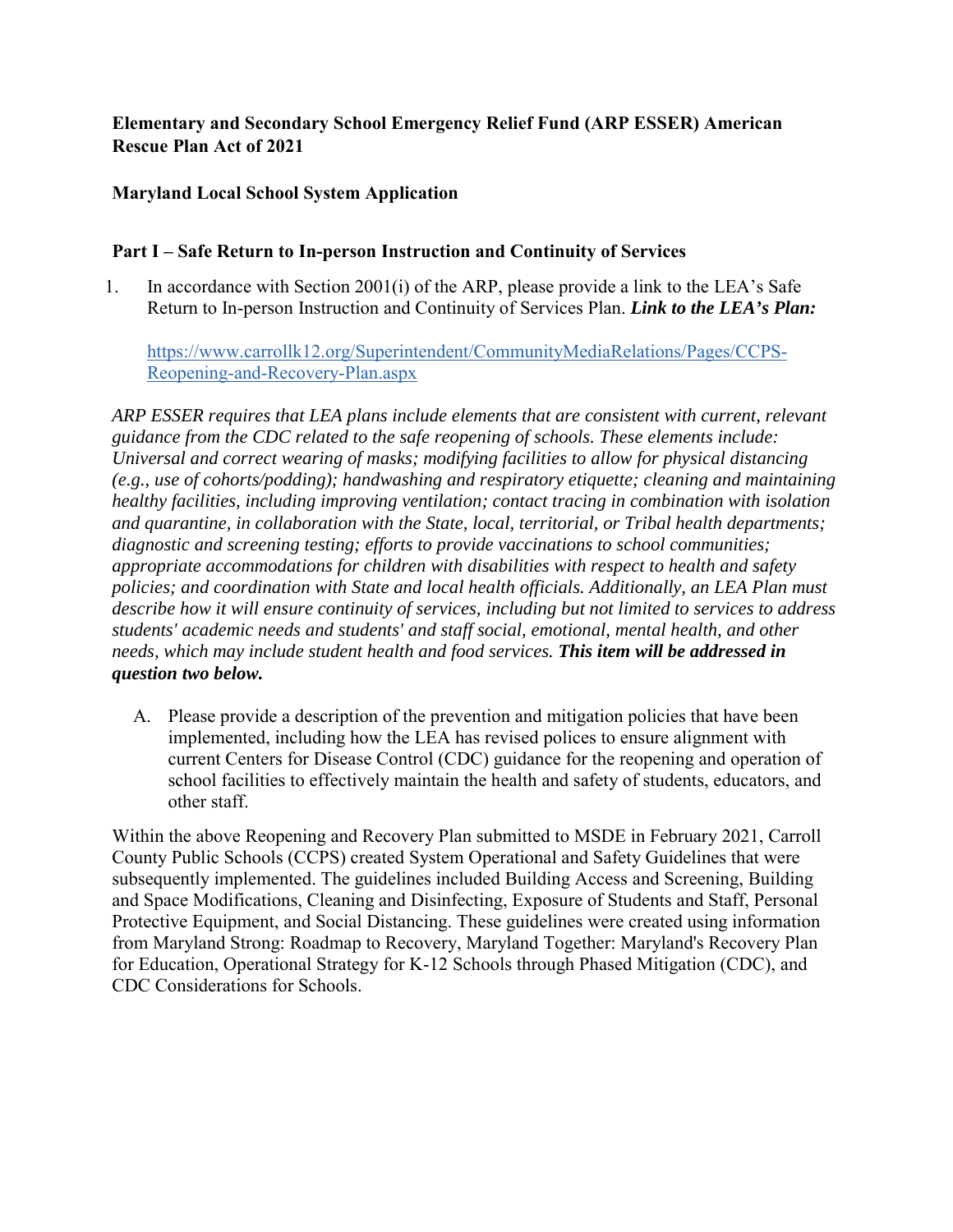**Elementary and Secondary School Emergency Relief Fund (ARP ESSER) American Rescue Plan Act of 2021**

**Maryland Local School System Application**

**Part I – Safe Return to In-person Instruction and Continuity of Services**

1. In accordance with Section 2001(i) of the ARP, please provide a link to the LEA's Safe Return to In-person Instruction and Continuity of Services Plan. ***Link to the LEA's Plan:***

   https://www.carrollk12.org/Superintendent/CommunityMediaRelations/Pages/CCPS-Reopening-and-Recovery-Plan.aspx

*ARP ESSER requires that LEA plans include elements that are consistent with current, relevant guidance from the CDC related to the safe reopening of schools. These elements include: Universal and correct wearing of masks; modifying facilities to allow for physical distancing (e.g., use of cohorts/podding); handwashing and respiratory etiquette; cleaning and maintaining healthy facilities, including improving ventilation; contact tracing in combination with isolation and quarantine, in collaboration with the State, local, territorial, or Tribal health departments; diagnostic and screening testing; efforts to provide vaccinations to school communities; appropriate accommodations for children with disabilities with respect to health and safety policies; and coordination with State and local health officials. Additionally, an LEA Plan must describe how it will ensure continuity of services, including but not limited to services to address students' academic needs and students' and staff social, emotional, mental health, and other needs, which may include student health and food services.* ***This item will be addressed in question two below.***

A. Please provide a description of the prevention and mitigation policies that have been implemented, including how the LEA has revised polices to ensure alignment with current Centers for Disease Control (CDC) guidance for the reopening and operation of school facilities to effectively maintain the health and safety of students, educators, and other staff.

Within the above Reopening and Recovery Plan submitted to MSDE in February 2021, Carroll County Public Schools (CCPS) created System Operational and Safety Guidelines that were subsequently implemented. The guidelines included Building Access and Screening, Building and Space Modifications, Cleaning and Disinfecting, Exposure of Students and Staff, Personal Protective Equipment, and Social Distancing. These guidelines were created using information from Maryland Strong: Roadmap to Recovery, Maryland Together: Maryland's Recovery Plan for Education, Operational Strategy for K-12 Schools through Phased Mitigation (CDC), and CDC Considerations for Schools.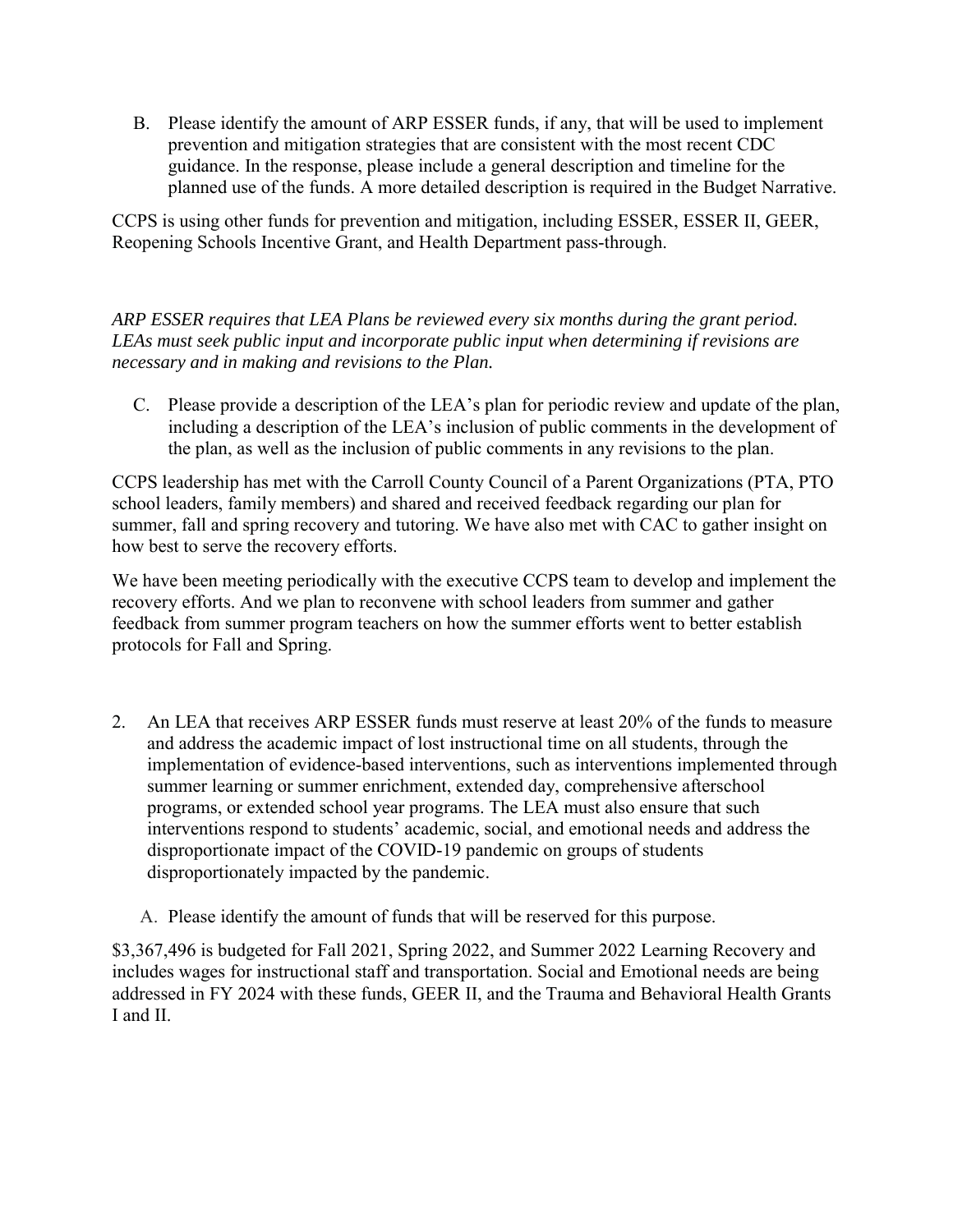B. Please identify the amount of ARP ESSER funds, if any, that will be used to implement prevention and mitigation strategies that are consistent with the most recent CDC guidance. In the response, please include a general description and timeline for the planned use of the funds. A more detailed description is required in the Budget Narrative.

CCPS is using other funds for prevention and mitigation, including ESSER, ESSER II, GEER, Reopening Schools Incentive Grant, and Health Department pass-through.

*ARP ESSER requires that LEA Plans be reviewed every six months during the grant period. LEAs must seek public input and incorporate public input when determining if revisions are necessary and in making and revisions to the Plan.*

C. Please provide a description of the LEA's plan for periodic review and update of the plan, including a description of the LEA's inclusion of public comments in the development of the plan, as well as the inclusion of public comments in any revisions to the plan.

CCPS leadership has met with the Carroll County Council of a Parent Organizations (PTA, PTO school leaders, family members) and shared and received feedback regarding our plan for summer, fall and spring recovery and tutoring. We have also met with CAC to gather insight on how best to serve the recovery efforts.

We have been meeting periodically with the executive CCPS team to develop and implement the recovery efforts. And we plan to reconvene with school leaders from summer and gather feedback from summer program teachers on how the summer efforts went to better establish protocols for Fall and Spring.

2. An LEA that receives ARP ESSER funds must reserve at least 20% of the funds to measure and address the academic impact of lost instructional time on all students, through the implementation of evidence-based interventions, such as interventions implemented through summer learning or summer enrichment, extended day, comprehensive afterschool programs, or extended school year programs. The LEA must also ensure that such interventions respond to students' academic, social, and emotional needs and address the disproportionate impact of the COVID-19 pandemic on groups of students disproportionately impacted by the pandemic.

   A. Please identify the amount of funds that will be reserved for this purpose.

$3,367,496 is budgeted for Fall 2021, Spring 2022, and Summer 2022 Learning Recovery and includes wages for instructional staff and transportation. Social and Emotional needs are being addressed in FY 2024 with these funds, GEER II, and the Trauma and Behavioral Health Grants I and II.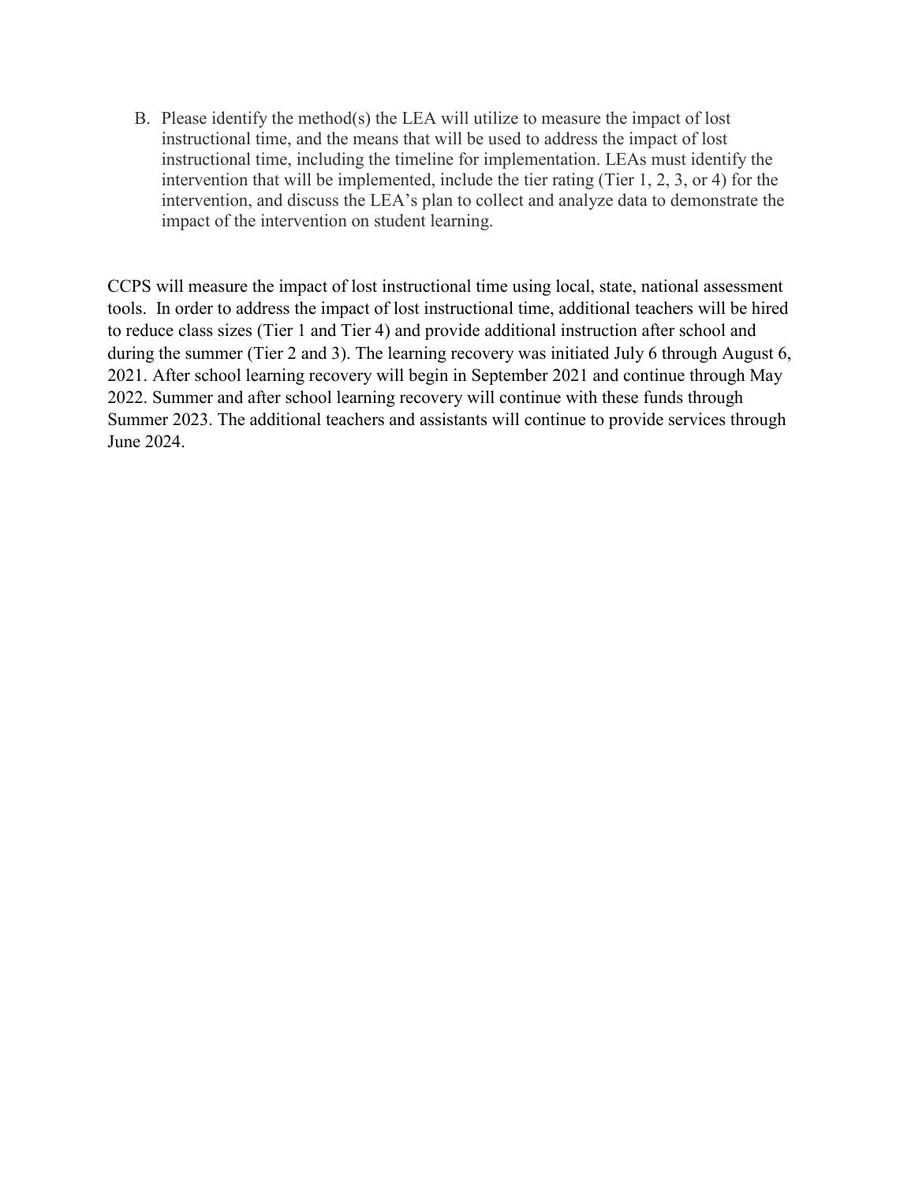B. Please identify the method(s) the LEA will utilize to measure the impact of lost instructional time, and the means that will be used to address the impact of lost instructional time, including the timeline for implementation. LEAs must identify the intervention that will be implemented, include the tier rating (Tier 1, 2, 3, or 4) for the intervention, and discuss the LEA's plan to collect and analyze data to demonstrate the impact of the intervention on student learning.

CCPS will measure the impact of lost instructional time using local, state, national assessment tools. In order to address the impact of lost instructional time, additional teachers will be hired to reduce class sizes (Tier 1 and Tier 4) and provide additional instruction after school and during the summer (Tier 2 and 3). The learning recovery was initiated July 6 through August 6, 2021. After school learning recovery will begin in September 2021 and continue through May 2022. Summer and after school learning recovery will continue with these funds through Summer 2023. The additional teachers and assistants will continue to provide services through June 2024.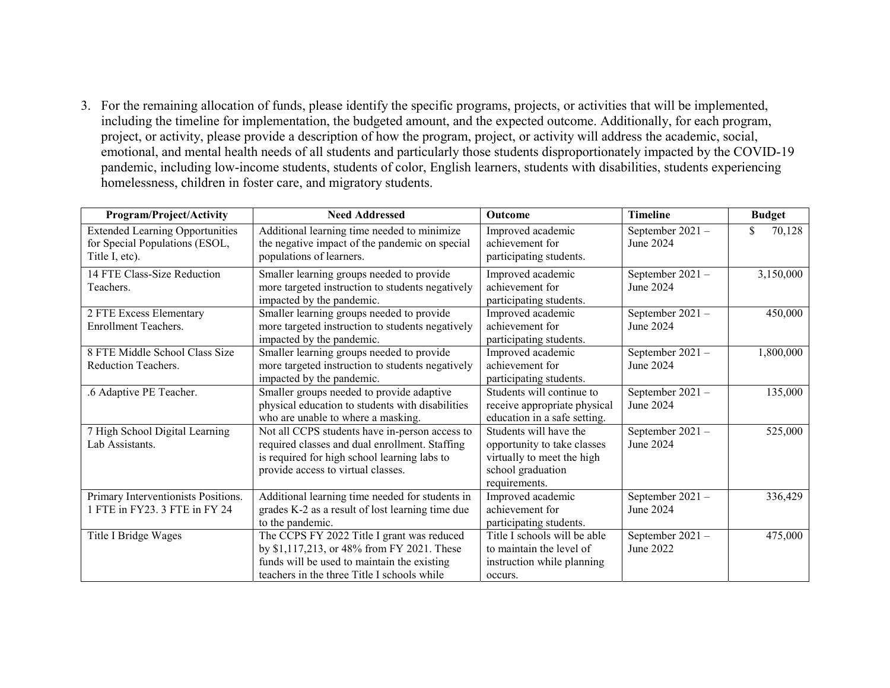3. For the remaining allocation of funds, please identify the specific programs, projects, or activities that will be implemented, including the timeline for implementation, the budgeted amount, and the expected outcome. Additionally, for each program, project, or activity, please provide a description of how the program, project, or activity will address the academic, social, emotional, and mental health needs of all students and particularly those students disproportionately impacted by the COVID-19 pandemic, including low-income students, students of color, English learners, students with disabilities, students experiencing homelessness, children in foster care, and migratory students.

| Program/Project/Activity | Need Addressed | Outcome | Timeline | Budget |
|---|---|---|---|---|
| Extended Learning Opportunities for Special Populations (ESOL, Title I, etc). | Additional learning time needed to minimize the negative impact of the pandemic on special populations of learners. | Improved academic achievement for participating students. | September 2021 – June 2024 | $ 70,128 |
| 14 FTE Class-Size Reduction Teachers. | Smaller learning groups needed to provide more targeted instruction to students negatively impacted by the pandemic. | Improved academic achievement for participating students. | September 2021 – June 2024 | 3,150,000 |
| 2 FTE Excess Elementary Enrollment Teachers. | Smaller learning groups needed to provide more targeted instruction to students negatively impacted by the pandemic. | Improved academic achievement for participating students. | September 2021 – June 2024 | 450,000 |
| 8 FTE Middle School Class Size Reduction Teachers. | Smaller learning groups needed to provide more targeted instruction to students negatively impacted by the pandemic. | Improved academic achievement for participating students. | September 2021 – June 2024 | 1,800,000 |
| .6 Adaptive PE Teacher. | Smaller groups needed to provide adaptive physical education to students with disabilities who are unable to where a masking. | Students will continue to receive appropriate physical education in a safe setting. | September 2021 – June 2024 | 135,000 |
| 7 High School Digital Learning Lab Assistants. | Not all CCPS students have in-person access to required classes and dual enrollment. Staffing is required for high school learning labs to provide access to virtual classes. | Students will have the opportunity to take classes virtually to meet the high school graduation requirements. | September 2021 – June 2024 | 525,000 |
| Primary Interventionists Positions. 1 FTE in FY23. 3 FTE in FY 24 | Additional learning time needed for students in grades K-2 as a result of lost learning time due to the pandemic. | Improved academic achievement for participating students. | September 2021 – June 2024 | 336,429 |
| Title I Bridge Wages | The CCPS FY 2022 Title I grant was reduced by $1,117,213, or 48% from FY 2021. These funds will be used to maintain the existing teachers in the three Title I schools while | Title I schools will be able to maintain the level of instruction while planning occurs. | September 2021 – June 2022 | 475,000 |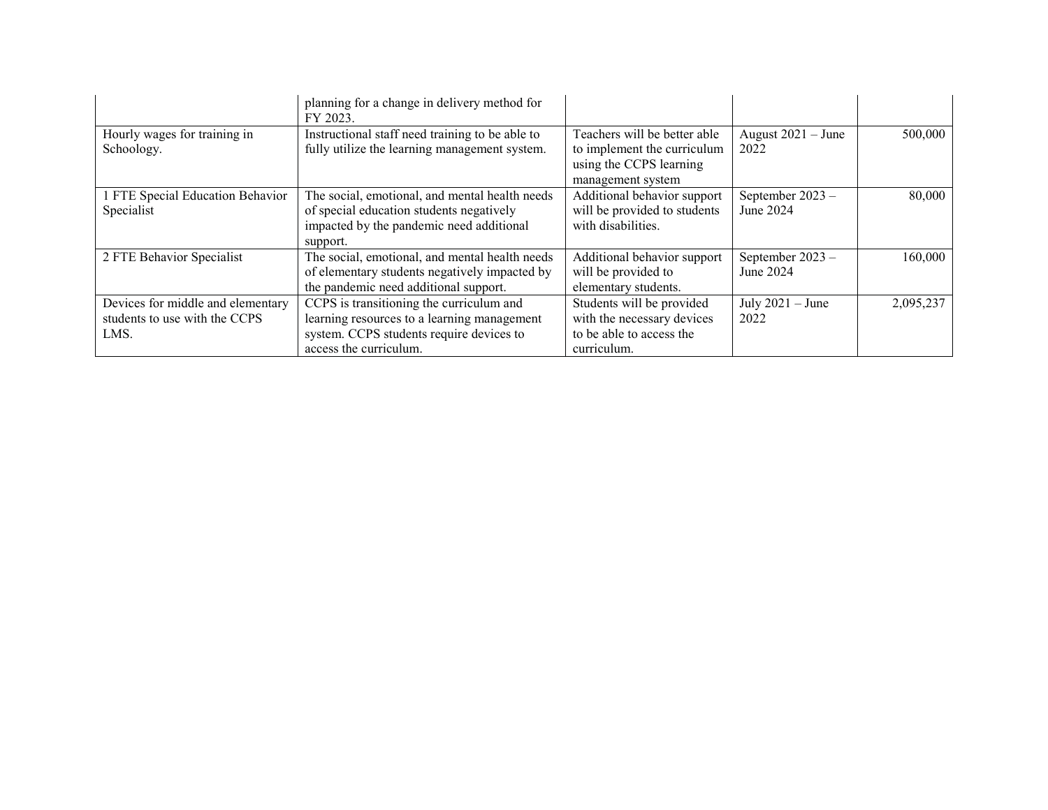| | | | | |
|---|---|---|---|---|
| | planning for a change in delivery method for FY 2023. | | | |
| Hourly wages for training in Schoology. | Instructional staff need training to be able to fully utilize the learning management system. | Teachers will be better able to implement the curriculum using the CCPS learning management system | August 2021 – June 2022 | 500,000 |
| 1 FTE Special Education Behavior Specialist | The social, emotional, and mental health needs of special education students negatively impacted by the pandemic need additional support. | Additional behavior support will be provided to students with disabilities. | September 2023 – June 2024 | 80,000 |
| 2 FTE Behavior Specialist | The social, emotional, and mental health needs of elementary students negatively impacted by the pandemic need additional support. | Additional behavior support will be provided to elementary students. | September 2023 – June 2024 | 160,000 |
| Devices for middle and elementary students to use with the CCPS LMS. | CCPS is transitioning the curriculum and learning resources to a learning management system. CCPS students require devices to access the curriculum. | Students will be provided with the necessary devices to be able to access the curriculum. | July 2021 – June 2022 | 2,095,237 |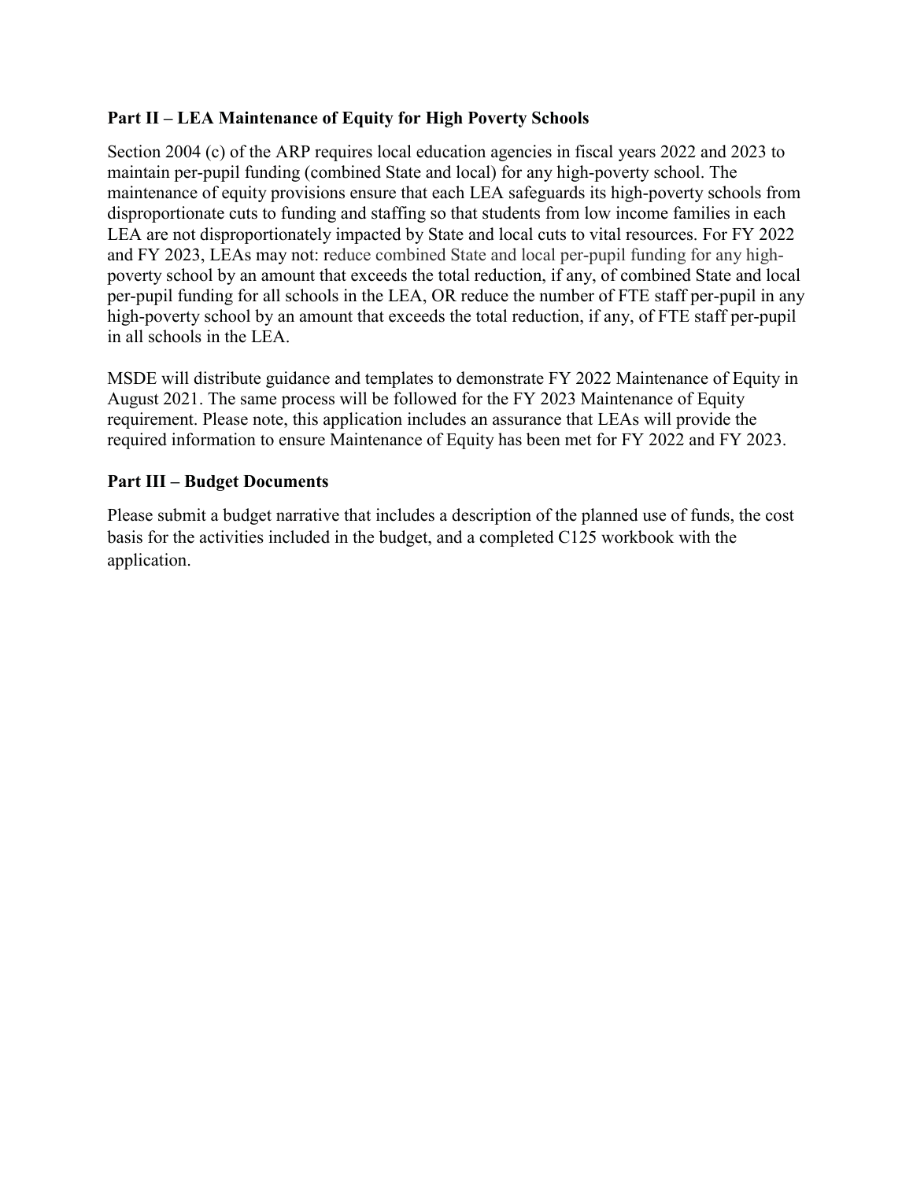**Part II – LEA Maintenance of Equity for High Poverty Schools**

Section 2004 (c) of the ARP requires local education agencies in fiscal years 2022 and 2023 to maintain per-pupil funding (combined State and local) for any high-poverty school. The maintenance of equity provisions ensure that each LEA safeguards its high-poverty schools from disproportionate cuts to funding and staffing so that students from low income families in each LEA are not disproportionately impacted by State and local cuts to vital resources. For FY 2022 and FY 2023, LEAs may not: reduce combined State and local per-pupil funding for any high-poverty school by an amount that exceeds the total reduction, if any, of combined State and local per-pupil funding for all schools in the LEA, OR reduce the number of FTE staff per-pupil in any high-poverty school by an amount that exceeds the total reduction, if any, of FTE staff per-pupil in all schools in the LEA.

MSDE will distribute guidance and templates to demonstrate FY 2022 Maintenance of Equity in August 2021. The same process will be followed for the FY 2023 Maintenance of Equity requirement. Please note, this application includes an assurance that LEAs will provide the required information to ensure Maintenance of Equity has been met for FY 2022 and FY 2023.

**Part III – Budget Documents**

Please submit a budget narrative that includes a description of the planned use of funds, the cost basis for the activities included in the budget, and a completed C125 workbook with the application.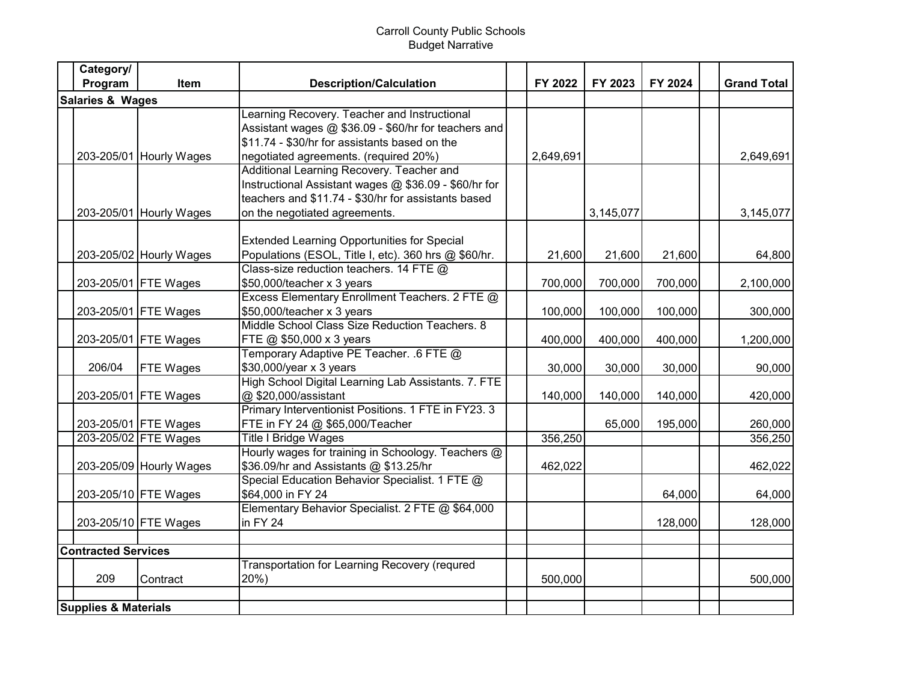Carroll County Public Schools
Budget Narrative

| | Category/ Program | Item | Description/Calculation | | FY 2022 | FY 2023 | FY 2024 | | Grand Total |
|---|---|---|---|---|---|---|---|---|---|
| **Salaries & Wages** | | | | | | | | | |
| | 203-205/01 | Hourly Wages | Learning Recovery. Teacher and Instructional Assistant wages @ $36.09 - $60/hr for teachers and $11.74 - $30/hr for assistants based on the negotiated agreements. (required 20%) | | 2,649,691 | | | | 2,649,691 |
| | 203-205/01 | Hourly Wages | Additional Learning Recovery. Teacher and Instructional Assistant wages @ $36.09 - $60/hr for teachers and $11.74 - $30/hr for assistants based on the negotiated agreements. | | | 3,145,077 | | | 3,145,077 |
| | 203-205/02 | Hourly Wages | Extended Learning Opportunities for Special Populations (ESOL, Title I, etc). 360 hrs @ $60/hr. | | 21,600 | 21,600 | 21,600 | | 64,800 |
| | 203-205/01 | FTE Wages | Class-size reduction teachers. 14 FTE @ $50,000/teacher x 3 years | | 700,000 | 700,000 | 700,000 | | 2,100,000 |
| | 203-205/01 | FTE Wages | Excess Elementary Enrollment Teachers. 2 FTE @ $50,000/teacher x 3 years | | 100,000 | 100,000 | 100,000 | | 300,000 |
| | 203-205/01 | FTE Wages | Middle School Class Size Reduction Teachers. 8 FTE @ $50,000 x 3 years | | 400,000 | 400,000 | 400,000 | | 1,200,000 |
| | 206/04 | FTE Wages | Temporary Adaptive PE Teacher. .6 FTE @ $30,000/year x 3 years | | 30,000 | 30,000 | 30,000 | | 90,000 |
| | 203-205/01 | FTE Wages | High School Digital Learning Lab Assistants. 7. FTE @ $20,000/assistant | | 140,000 | 140,000 | 140,000 | | 420,000 |
| | 203-205/01 | FTE Wages | Primary Interventionist Positions. 1 FTE in FY23. 3 FTE in FY 24 @ $65,000/Teacher | | | 65,000 | 195,000 | | 260,000 |
| | 203-205/02 | FTE Wages | Title I Bridge Wages | | 356,250 | | | | 356,250 |
| | 203-205/09 | Hourly Wages | Hourly wages for training in Schoology. Teachers @ $36.09/hr and Assistants @ $13.25/hr | | 462,022 | | | | 462,022 |
| | 203-205/10 | FTE Wages | Special Education Behavior Specialist. 1 FTE @ $64,000 in FY 24 | | | | 64,000 | | 64,000 |
| | 203-205/10 | FTE Wages | Elementary Behavior Specialist. 2 FTE @ $64,000 in FY 24 | | | | 128,000 | | 128,000 |
| | | | | | | | | | |
| **Contracted Services** | | | | | | | | | |
| | 209 | Contract | Transportation for Learning Recovery (requred 20%) | | 500,000 | | | | 500,000 |
| | | | | | | | | | |
| **Supplies & Materials** | | | | | | | | | |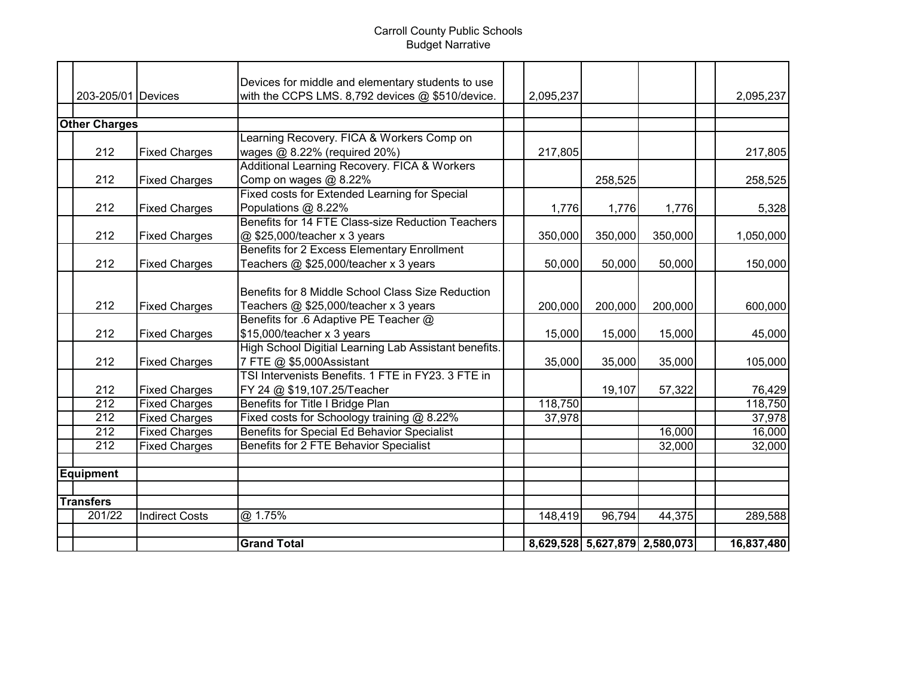Carroll County Public Schools
Budget Narrative

| | | | | | | | | | |
|---|---|---|---|---|---|---|---|---|---|
| | 203-205/01 | Devices | Devices for middle and elementary students to use with the CCPS LMS. 8,792 devices @ $510/device. | | 2,095,237 | | | | 2,095,237 |
| | | | | | | | | | |
| **Other Charges** | | | | | | | | | |
| | 212 | Fixed Charges | Learning Recovery. FICA & Workers Comp on wages @ 8.22% (required 20%) | | 217,805 | | | | 217,805 |
| | 212 | Fixed Charges | Additional Learning Recovery. FICA & Workers Comp on wages @ 8.22% | | | 258,525 | | | 258,525 |
| | 212 | Fixed Charges | Fixed costs for Extended Learning for Special Populations @ 8.22% | | 1,776 | 1,776 | 1,776 | | 5,328 |
| | 212 | Fixed Charges | Benefits for 14 FTE Class-size Reduction Teachers @ $25,000/teacher x 3 years | | 350,000 | 350,000 | 350,000 | | 1,050,000 |
| | 212 | Fixed Charges | Benefits for 2 Excess Elementary Enrollment Teachers @ $25,000/teacher x 3 years | | 50,000 | 50,000 | 50,000 | | 150,000 |
| | 212 | Fixed Charges | Benefits for 8 Middle School Class Size Reduction Teachers @ $25,000/teacher x 3 years | | 200,000 | 200,000 | 200,000 | | 600,000 |
| | 212 | Fixed Charges | Benefits for .6 Adaptive PE Teacher @ $15,000/teacher x 3 years | | 15,000 | 15,000 | 15,000 | | 45,000 |
| | 212 | Fixed Charges | High School Digitial Learning Lab Assistant benefits. 7 FTE @ $5,000Assistant | | 35,000 | 35,000 | 35,000 | | 105,000 |
| | 212 | Fixed Charges | TSI Intervenists Benefits. 1 FTE in FY23. 3 FTE in FY 24 @ $19,107.25/Teacher | | | 19,107 | 57,322 | | 76,429 |
| | 212 | Fixed Charges | Benefits for Title I Bridge Plan | | 118,750 | | | | 118,750 |
| | 212 | Fixed Charges | Fixed costs for Schoology training @ 8.22% | | 37,978 | | | | 37,978 |
| | 212 | Fixed Charges | Benefits for Special Ed Behavior Specialist | | | | 16,000 | | 16,000 |
| | 212 | Fixed Charges | Benefits for 2 FTE Behavior Specialist | | | | 32,000 | | 32,000 |
| | | | | | | | | | |
| **Equipment** | | | | | | | | | |
| | | | | | | | | | |
| **Transfers** | | | | | | | | | |
| | 201/22 | Indirect Costs | @ 1.75% | | 148,419 | 96,794 | 44,375 | | 289,588 |
| | | | | | | | | | |
| | | | **Grand Total** | | **8,629,528** | **5,627,879** | **2,580,073** | | **16,837,480** |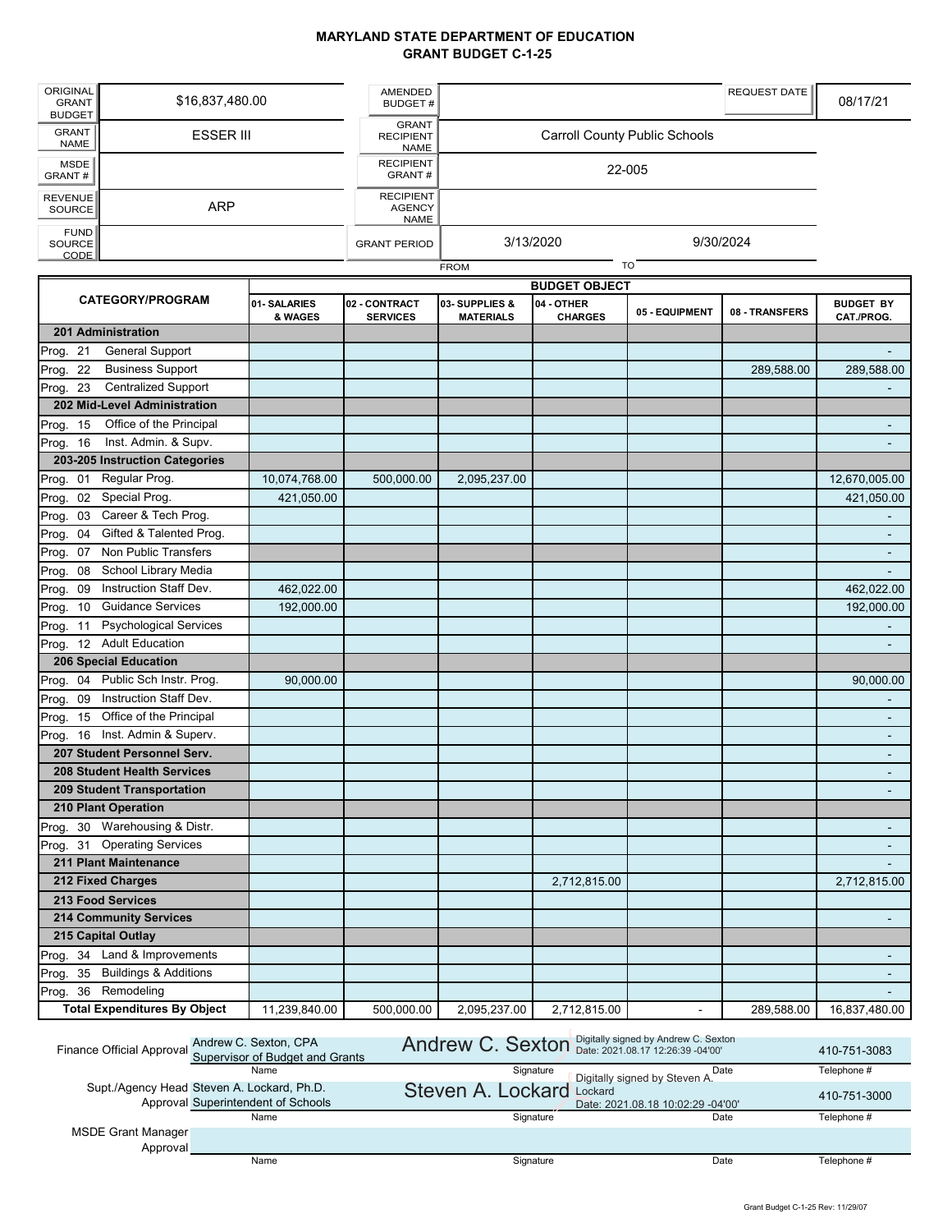# MARYLAND STATE DEPARTMENT OF EDUCATION
## GRANT BUDGET C-1-25

| | | | | | |
|---|---|---|---|---|---|
| ORIGINAL GRANT BUDGET | $16,837,480.00 | AMENDED BUDGET # | | REQUEST DATE | 08/17/21 |
| GRANT NAME | ESSER III | GRANT RECIPIENT NAME | Carroll County Public Schools | | |
| MSDE GRANT # | | RECIPIENT GRANT # | 22-005 | | |
| REVENUE SOURCE | ARP | RECIPIENT AGENCY NAME | | | |
| FUND SOURCE CODE | | GRANT PERIOD | 3/13/2020 (FROM) | 9/30/2024 (TO) | |

| CATEGORY/PROGRAM | BUDGET OBJECT | | | | | | |
|---|---|---|---|---|---|---|---|
| | 01- SALARIES & WAGES | 02 - CONTRACT SERVICES | 03- SUPPLIES & MATERIALS | 04 - OTHER CHARGES | 05 - EQUIPMENT | 08 - TRANSFERS | BUDGET BY CAT./PROG. |
| **201 Administration** | | | | | | | |
| Prog. 21 General Support | | | | | | | - |
| Prog. 22 Business Support | | | | | | 289,588.00 | 289,588.00 |
| Prog. 23 Centralized Support | | | | | | | - |
| **202 Mid-Level Administration** | | | | | | | |
| Prog. 15 Office of the Principal | | | | | | | - |
| Prog. 16 Inst. Admin. & Supv. | | | | | | | - |
| **203-205 Instruction Categories** | | | | | | | |
| Prog. 01 Regular Prog. | 10,074,768.00 | 500,000.00 | 2,095,237.00 | | | | 12,670,005.00 |
| Prog. 02 Special Prog. | 421,050.00 | | | | | | 421,050.00 |
| Prog. 03 Career & Tech Prog. | | | | | | | - |
| Prog. 04 Gifted & Talented Prog. | | | | | | | - |
| Prog. 07 Non Public Transfers | | | | | | | - |
| Prog. 08 School Library Media | | | | | | | - |
| Prog. 09 Instruction Staff Dev. | 462,022.00 | | | | | | 462,022.00 |
| Prog. 10 Guidance Services | 192,000.00 | | | | | | 192,000.00 |
| Prog. 11 Psychological Services | | | | | | | - |
| Prog. 12 Adult Education | | | | | | | - |
| **206 Special Education** | | | | | | | |
| Prog. 04 Public Sch Instr. Prog. | 90,000.00 | | | | | | 90,000.00 |
| Prog. 09 Instruction Staff Dev. | | | | | | | - |
| Prog. 15 Office of the Principal | | | | | | | - |
| Prog. 16 Inst. Admin & Superv. | | | | | | | - |
| **207 Student Personnel Serv.** | | | | | | | - |
| **208 Student Health Services** | | | | | | | - |
| **209 Student Transportation** | | | | | | | - |
| **210 Plant Operation** | | | | | | | |
| Prog. 30 Warehousing & Distr. | | | | | | | - |
| Prog. 31 Operating Services | | | | | | | - |
| **211 Plant Maintenance** | | | | | | | - |
| **212 Fixed Charges** | | | | 2,712,815.00 | | | 2,712,815.00 |
| **213 Food Services** | | | | | | | |
| **214 Community Services** | | | | | | | - |
| **215 Capital Outlay** | | | | | | | |
| Prog. 34 Land & Improvements | | | | | | | - |
| Prog. 35 Buildings & Additions | | | | | | | - |
| Prog. 36 Remodeling | | | | | | | - |
| **Total Expenditures By Object** | 11,239,840.00 | 500,000.00 | 2,095,237.00 | 2,712,815.00 | - | 289,588.00 | 16,837,480.00 |

| | Name | Signature | Date | Telephone # |
|---|---|---|---|---|
| Finance Official Approval | Andrew C. Sexton, CPA, Supervisor of Budget and Grants | Andrew C. Sexton (Digitally signed by Andrew C. Sexton) | Date: 2021.08.17 12:26:39 -04'00' | 410-751-3083 |
| Supt./Agency Head Approval | Steven A. Lockard, Ph.D., Superintendent of Schools | Steven A. Lockard (Digitally signed by Steven A. Lockard) | Date: 2021.08.18 10:02:29 -04'00' | 410-751-3000 |
| MSDE Grant Manager Approval | | | | |

Grant Budget C-1-25 Rev: 11/29/07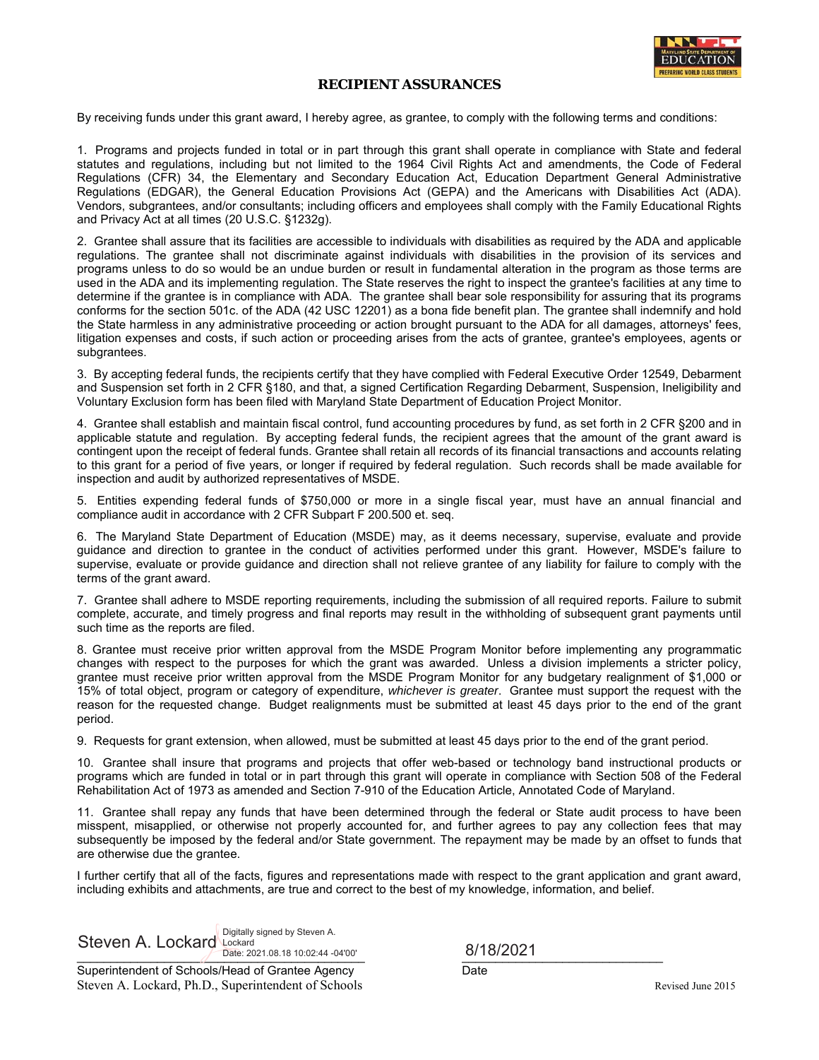## RECIPIENT ASSURANCES

By receiving funds under this grant award, I hereby agree, as grantee, to comply with the following terms and conditions:

1. Programs and projects funded in total or in part through this grant shall operate in compliance with State and federal statutes and regulations, including but not limited to the 1964 Civil Rights Act and amendments, the Code of Federal Regulations (CFR) 34, the Elementary and Secondary Education Act, Education Department General Administrative Regulations (EDGAR), the General Education Provisions Act (GEPA) and the Americans with Disabilities Act (ADA). Vendors, subgrantees, and/or consultants; including officers and employees shall comply with the Family Educational Rights and Privacy Act at all times (20 U.S.C. §1232g).

2. Grantee shall assure that its facilities are accessible to individuals with disabilities as required by the ADA and applicable regulations. The grantee shall not discriminate against individuals with disabilities in the provision of its services and programs unless to do so would be an undue burden or result in fundamental alteration in the program as those terms are used in the ADA and its implementing regulation. The State reserves the right to inspect the grantee's facilities at any time to determine if the grantee is in compliance with ADA. The grantee shall bear sole responsibility for assuring that its programs conforms for the section 501c. of the ADA (42 USC 12201) as a bona fide benefit plan. The grantee shall indemnify and hold the State harmless in any administrative proceeding or action brought pursuant to the ADA for all damages, attorneys' fees, litigation expenses and costs, if such action or proceeding arises from the acts of grantee, grantee's employees, agents or subgrantees.

3. By accepting federal funds, the recipients certify that they have complied with Federal Executive Order 12549, Debarment and Suspension set forth in 2 CFR §180, and that, a signed Certification Regarding Debarment, Suspension, Ineligibility and Voluntary Exclusion form has been filed with Maryland State Department of Education Project Monitor.

4. Grantee shall establish and maintain fiscal control, fund accounting procedures by fund, as set forth in 2 CFR §200 and in applicable statute and regulation. By accepting federal funds, the recipient agrees that the amount of the grant award is contingent upon the receipt of federal funds. Grantee shall retain all records of its financial transactions and accounts relating to this grant for a period of five years, or longer if required by federal regulation. Such records shall be made available for inspection and audit by authorized representatives of MSDE.

5. Entities expending federal funds of $750,000 or more in a single fiscal year, must have an annual financial and compliance audit in accordance with 2 CFR Subpart F 200.500 et. seq.

6. The Maryland State Department of Education (MSDE) may, as it deems necessary, supervise, evaluate and provide guidance and direction to grantee in the conduct of activities performed under this grant. However, MSDE's failure to supervise, evaluate or provide guidance and direction shall not relieve grantee of any liability for failure to comply with the terms of the grant award.

7. Grantee shall adhere to MSDE reporting requirements, including the submission of all required reports. Failure to submit complete, accurate, and timely progress and final reports may result in the withholding of subsequent grant payments until such time as the reports are filed.

8. Grantee must receive prior written approval from the MSDE Program Monitor before implementing any programmatic changes with respect to the purposes for which the grant was awarded. Unless a division implements a stricter policy, grantee must receive prior written approval from the MSDE Program Monitor for any budgetary realignment of $1,000 or 15% of total object, program or category of expenditure, *whichever is greater*. Grantee must support the request with the reason for the requested change. Budget realignments must be submitted at least 45 days prior to the end of the grant period.

9. Requests for grant extension, when allowed, must be submitted at least 45 days prior to the end of the grant period.

10. Grantee shall insure that programs and projects that offer web-based or technology band instructional products or programs which are funded in total or in part through this grant will operate in compliance with Section 508 of the Federal Rehabilitation Act of 1973 as amended and Section 7-910 of the Education Article, Annotated Code of Maryland.

11. Grantee shall repay any funds that have been determined through the federal or State audit process to have been misspent, misapplied, or otherwise not properly accounted for, and further agrees to pay any collection fees that may subsequently be imposed by the federal and/or State government. The repayment may be made by an offset to funds that are otherwise due the grantee.

I further certify that all of the facts, figures and representations made with respect to the grant application and grant award, including exhibits and attachments, are true and correct to the best of my knowledge, information, and belief.

Steven A. Lockard — Digitally signed by Steven A. Lockard Date: 2021.08.18 10:02:44 -04'00'

Superintendent of Schools/Head of Grantee Agency
Steven A. Lockard, Ph.D., Superintendent of Schools

8/18/2021
Date

Revised June 2015